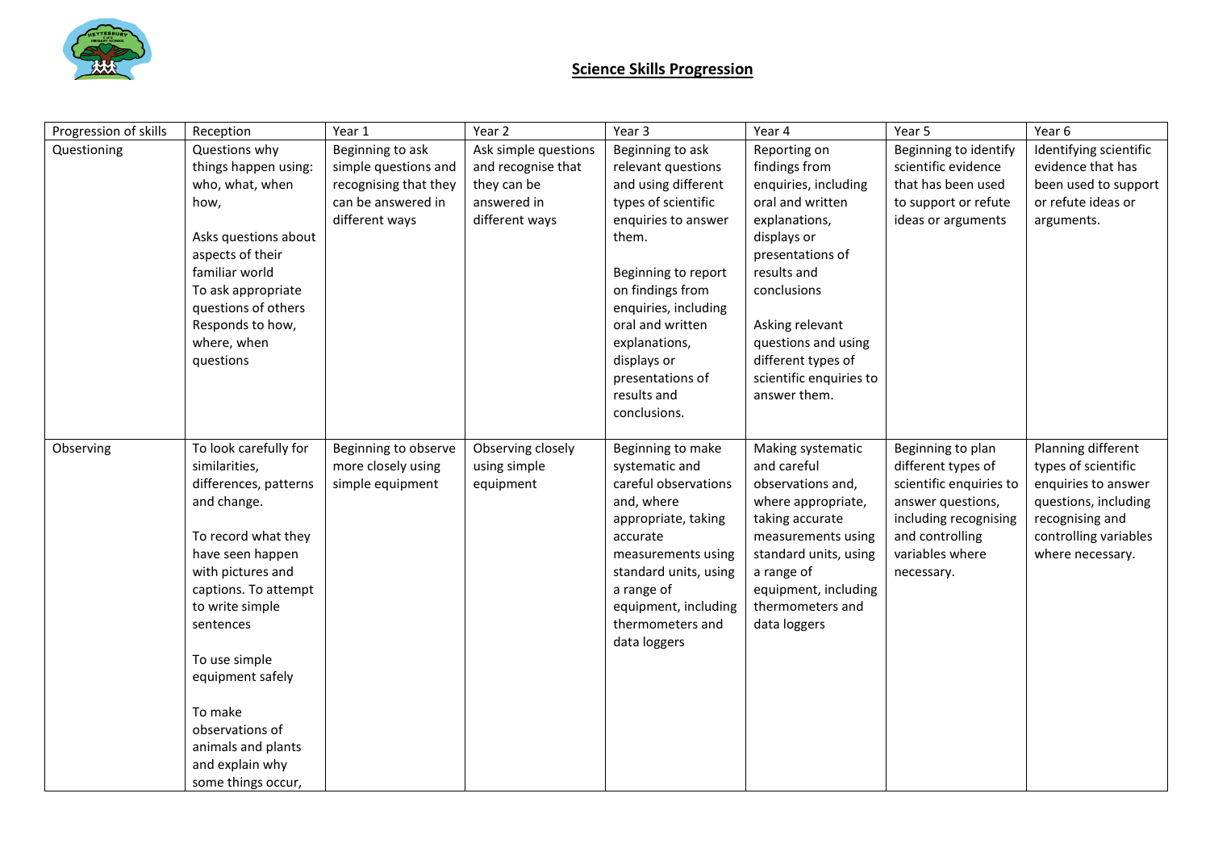# Science Skills Progression

| Progression of skills | Reception | Year 1 | Year 2 | Year 3 | Year 4 | Year 5 | Year 6 |
|---|---|---|---|---|---|---|---|
| Questioning | Questions why things happen using: who, what, when how,<br><br>Asks questions about aspects of their familiar world<br>To ask appropriate questions of others<br>Responds to how, where, when questions | Beginning to ask simple questions and recognising that they can be answered in different ways | Ask simple questions and recognise that they can be answered in different ways | Beginning to ask relevant questions and using different types of scientific enquiries to answer them.<br><br>Beginning to report on findings from enquiries, including oral and written explanations, displays or presentations of results and conclusions. | Reporting on findings from enquiries, including oral and written explanations, displays or presentations of results and conclusions<br><br>Asking relevant questions and using different types of scientific enquiries to answer them. | Beginning to identify scientific evidence that has been used to support or refute ideas or arguments | Identifying scientific evidence that has been used to support or refute ideas or arguments. |
| Observing | To look carefully for similarities, differences, patterns and change.<br><br>To record what they have seen happen with pictures and captions. To attempt to write simple sentences<br><br>To use simple equipment safely<br><br>To make observations of animals and plants and explain why some things occur, | Beginning to observe more closely using simple equipment | Observing closely using simple equipment | Beginning to make systematic and careful observations and, where appropriate, taking accurate measurements using standard units, using a range of equipment, including thermometers and data loggers | Making systematic and careful observations and, where appropriate, taking accurate measurements using standard units, using a range of equipment, including thermometers and data loggers | Beginning to plan different types of scientific enquiries to answer questions, including recognising and controlling variables where necessary. | Planning different types of scientific enquiries to answer questions, including recognising and controlling variables where necessary. |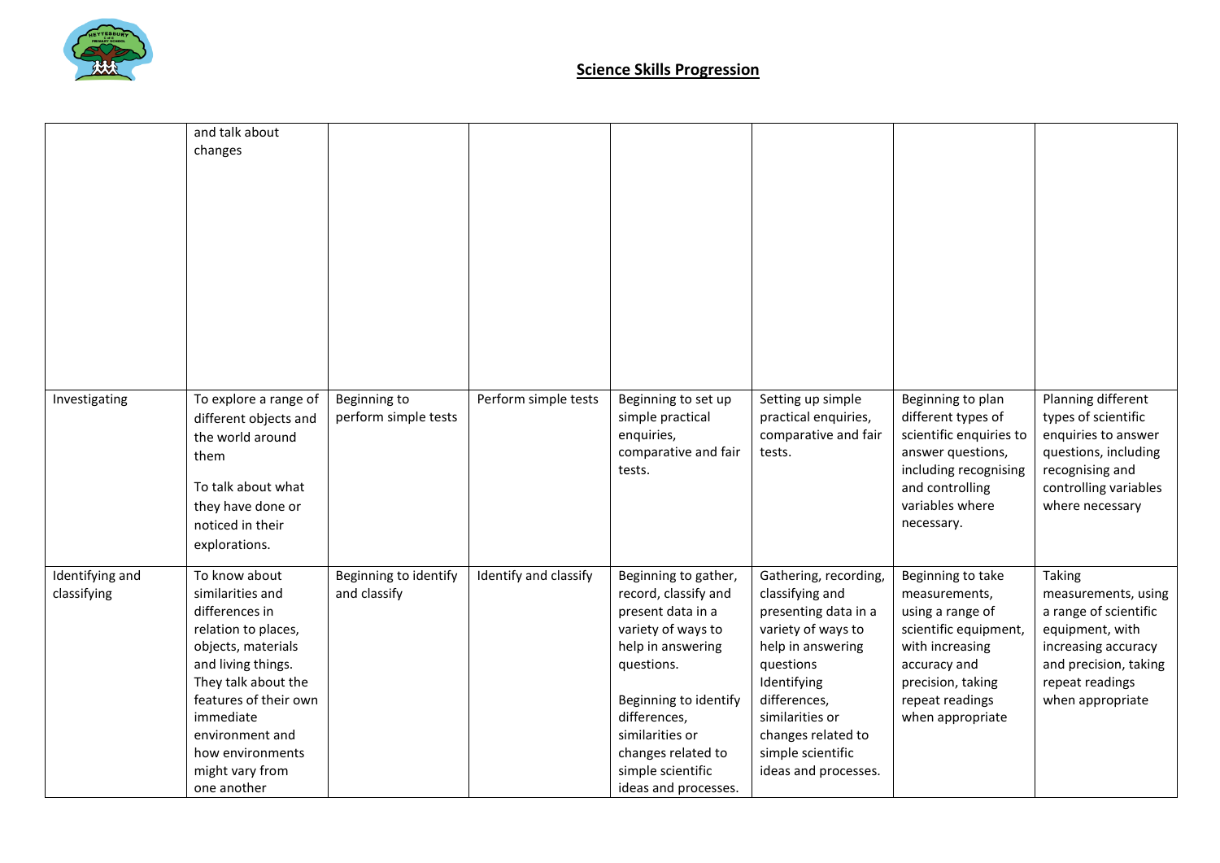## Science Skills Progression

| | | | | | | | |
|---|---|---|---|---|---|---|---|
| | and talk about changes | | | | | | |
| Investigating | To explore a range of different objects and the world around them<br><br>To talk about what they have done or noticed in their explorations. | Beginning to perform simple tests | Perform simple tests | Beginning to set up simple practical enquiries, comparative and fair tests. | Setting up simple practical enquiries, comparative and fair tests. | Beginning to plan different types of scientific enquiries to answer questions, including recognising and controlling variables where necessary. | Planning different types of scientific enquiries to answer questions, including recognising and controlling variables where necessary |
| Identifying and classifying | To know about similarities and differences in relation to places, objects, materials and living things. They talk about the features of their own immediate environment and how environments might vary from one another | Beginning to identify and classify | Identify and classify | Beginning to gather, record, classify and present data in a variety of ways to help in answering questions.<br><br>Beginning to identify differences, similarities or changes related to simple scientific ideas and processes. | Gathering, recording, classifying and presenting data in a variety of ways to help in answering questions Identifying differences, similarities or changes related to simple scientific ideas and processes. | Beginning to take measurements, using a range of scientific equipment, with increasing accuracy and precision, taking repeat readings when appropriate | Taking measurements, using a range of scientific equipment, with increasing accuracy and precision, taking repeat readings when appropriate |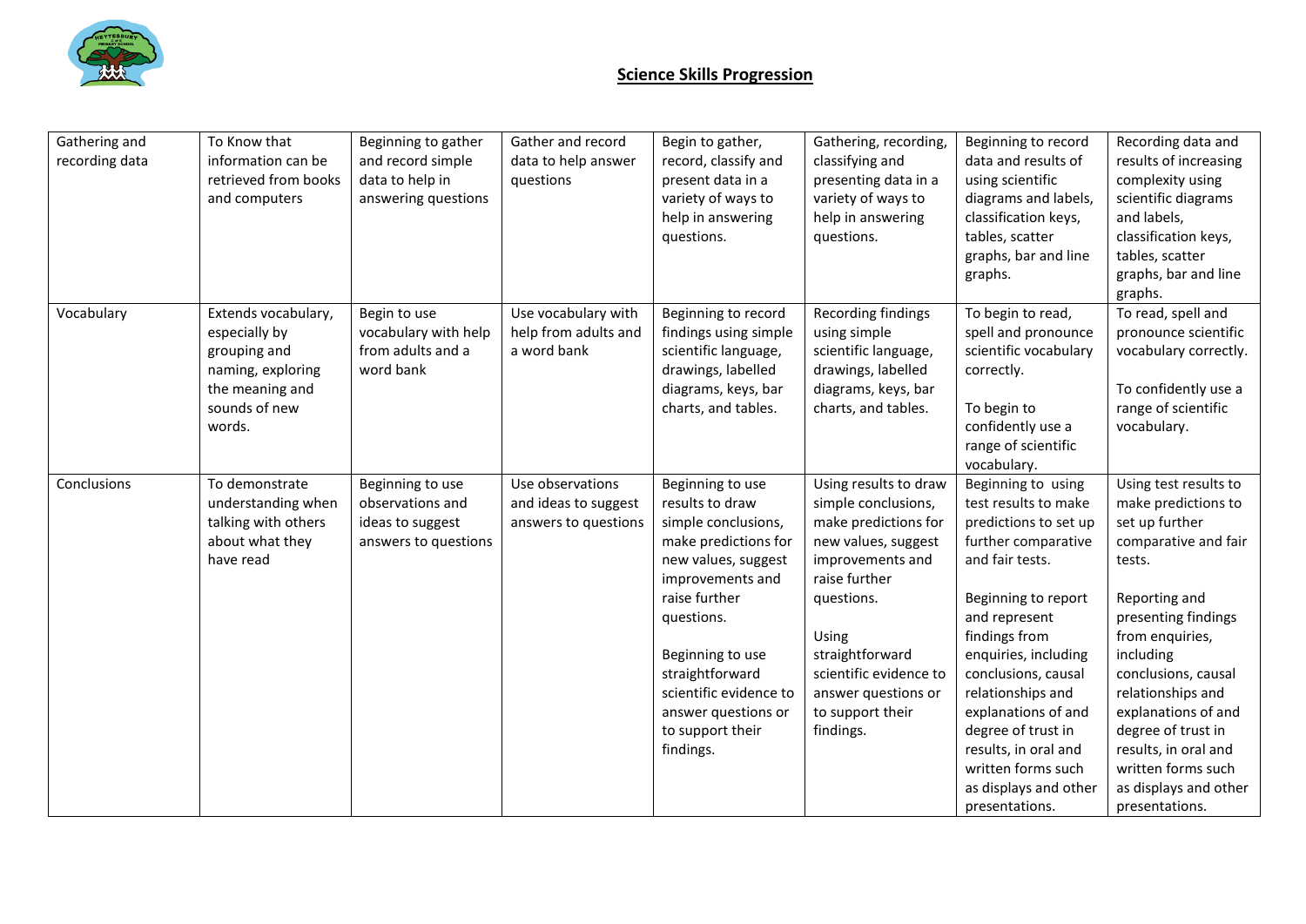## Science Skills Progression

| | | | | | | | |
|---|---|---|---|---|---|---|---|
| Gathering and recording data | To Know that information can be retrieved from books and computers | Beginning to gather and record simple data to help in answering questions | Gather and record data to help answer questions | Begin to gather, record, classify and present data in a variety of ways to help in answering questions. | Gathering, recording, classifying and presenting data in a variety of ways to help in answering questions. | Beginning to record data and results of using scientific diagrams and labels, classification keys, tables, scatter graphs, bar and line graphs. | Recording data and results of increasing complexity using scientific diagrams and labels, classification keys, tables, scatter graphs, bar and line graphs. |
| Vocabulary | Extends vocabulary, especially by grouping and naming, exploring the meaning and sounds of new words. | Begin to use vocabulary with help from adults and a word bank | Use vocabulary with help from adults and a word bank | Beginning to record findings using simple scientific language, drawings, labelled diagrams, keys, bar charts, and tables. | Recording findings using simple scientific language, drawings, labelled diagrams, keys, bar charts, and tables. | To begin to read, spell and pronounce scientific vocabulary correctly.<br><br>To begin to confidently use a range of scientific vocabulary. | To read, spell and pronounce scientific vocabulary correctly.<br><br>To confidently use a range of scientific vocabulary. |
| Conclusions | To demonstrate understanding when talking with others about what they have read | Beginning to use observations and ideas to suggest answers to questions | Use observations and ideas to suggest answers to questions | Beginning to use results to draw simple conclusions, make predictions for new values, suggest improvements and raise further questions.<br><br>Beginning to use straightforward scientific evidence to answer questions or to support their findings. | Using results to draw simple conclusions, make predictions for new values, suggest improvements and raise further questions.<br><br>Using straightforward scientific evidence to answer questions or to support their findings. | Beginning to using test results to make predictions to set up further comparative and fair tests.<br><br>Beginning to report and represent findings from enquiries, including conclusions, causal relationships and explanations of and degree of trust in results, in oral and written forms such as displays and other presentations. | Using test results to make predictions to set up further comparative and fair tests.<br><br>Reporting and presenting findings from enquiries, including conclusions, causal relationships and explanations of and degree of trust in results, in oral and written forms such as displays and other presentations. |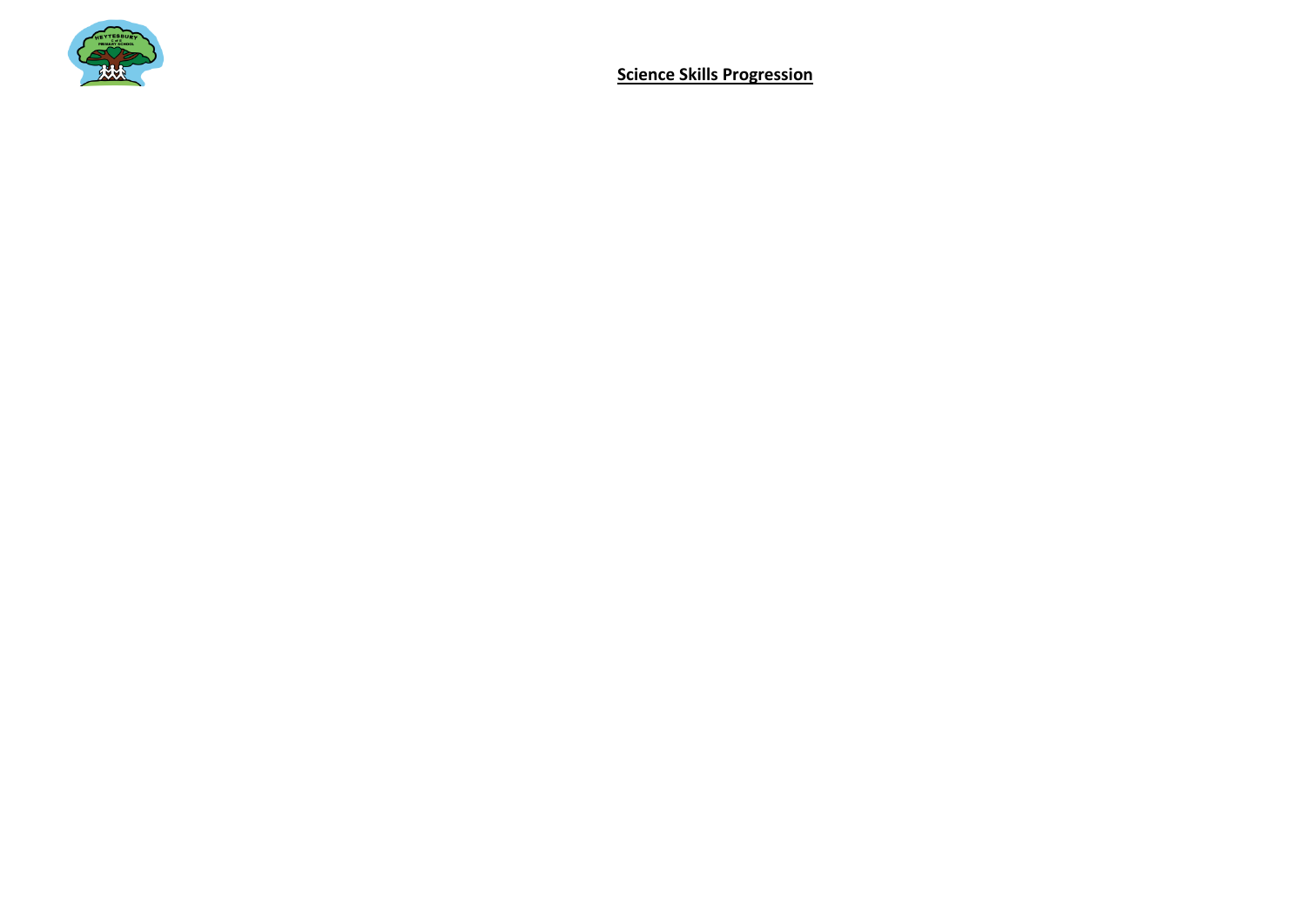**Science Skills Progression**